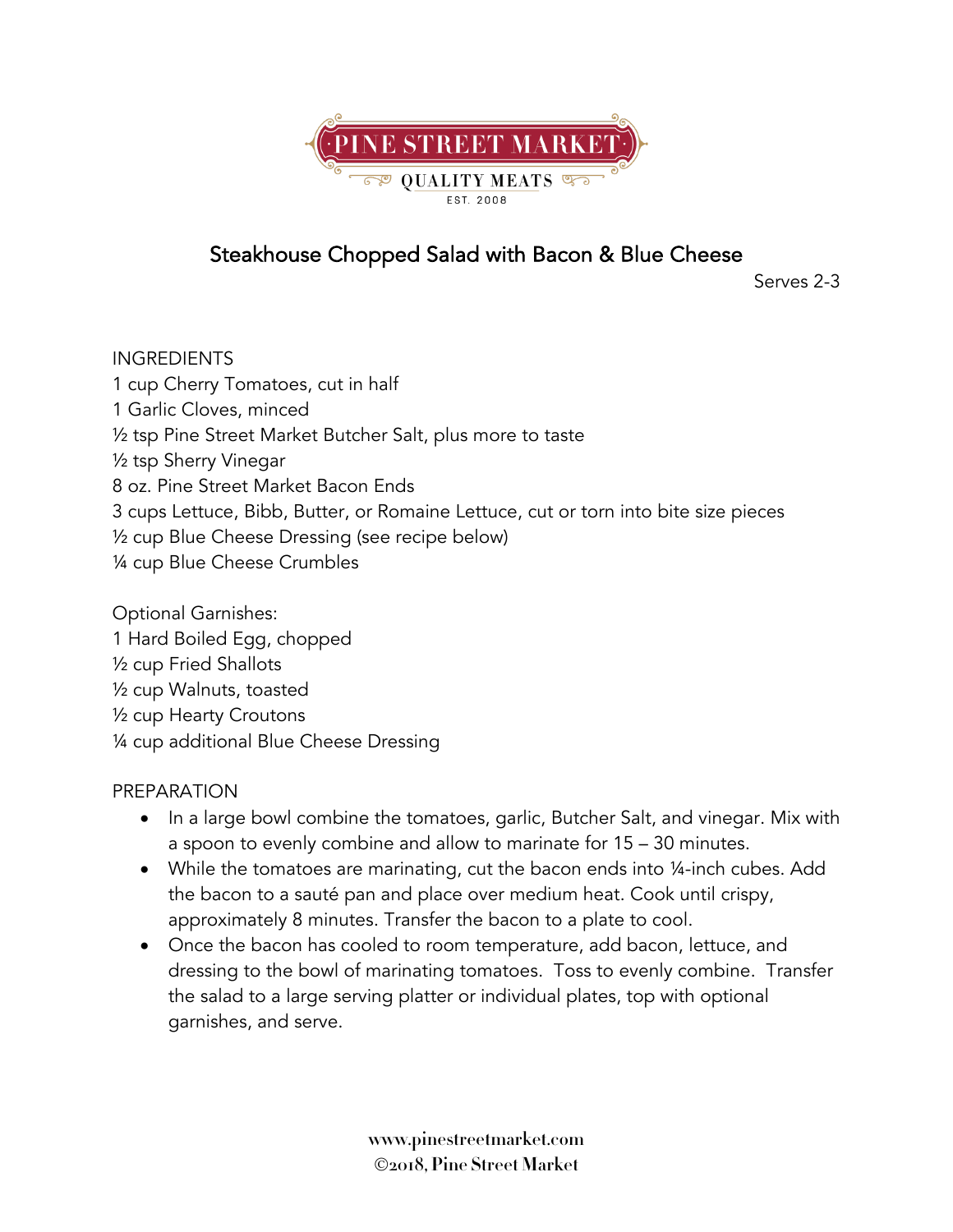PINE STREET MARKET
QUALITY MEATS
EST. 2008

# Steakhouse Chopped Salad with Bacon & Blue Cheese

Serves 2-3

INGREDIENTS

1 cup Cherry Tomatoes, cut in half
1 Garlic Cloves, minced
½ tsp Pine Street Market Butcher Salt, plus more to taste
½ tsp Sherry Vinegar
8 oz. Pine Street Market Bacon Ends
3 cups Lettuce, Bibb, Butter, or Romaine Lettuce, cut or torn into bite size pieces
½ cup Blue Cheese Dressing (see recipe below)
¼ cup Blue Cheese Crumbles

Optional Garnishes:
1 Hard Boiled Egg, chopped
½ cup Fried Shallots
½ cup Walnuts, toasted
½ cup Hearty Croutons
¼ cup additional Blue Cheese Dressing

PREPARATION

- In a large bowl combine the tomatoes, garlic, Butcher Salt, and vinegar. Mix with a spoon to evenly combine and allow to marinate for 15 – 30 minutes.
- While the tomatoes are marinating, cut the bacon ends into ¼-inch cubes. Add the bacon to a sauté pan and place over medium heat. Cook until crispy, approximately 8 minutes. Transfer the bacon to a plate to cool.
- Once the bacon has cooled to room temperature, add bacon, lettuce, and dressing to the bowl of marinating tomatoes. Toss to evenly combine. Transfer the salad to a large serving platter or individual plates, top with optional garnishes, and serve.

www.pinestreetmarket.com
©2018, Pine Street Market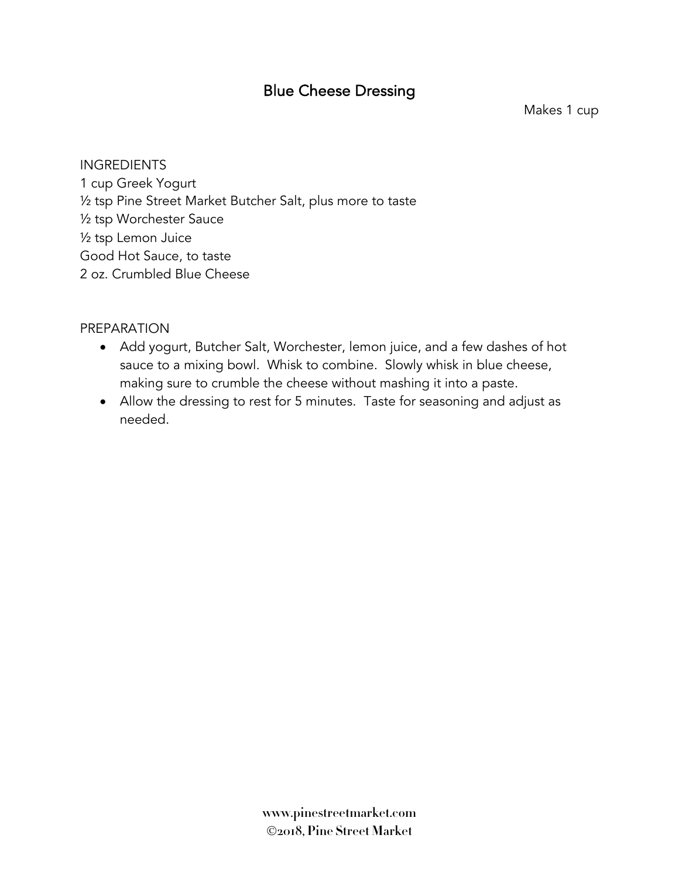# Blue Cheese Dressing

Makes 1 cup

INGREDIENTS

1 cup Greek Yogurt
½ tsp Pine Street Market Butcher Salt, plus more to taste
½ tsp Worchester Sauce
½ tsp Lemon Juice
Good Hot Sauce, to taste
2 oz. Crumbled Blue Cheese

PREPARATION

- Add yogurt, Butcher Salt, Worchester, lemon juice, and a few dashes of hot sauce to a mixing bowl. Whisk to combine. Slowly whisk in blue cheese, making sure to crumble the cheese without mashing it into a paste.
- Allow the dressing to rest for 5 minutes. Taste for seasoning and adjust as needed.

**www.pinestreetmarket.com**
**©2018, Pine Street Market**